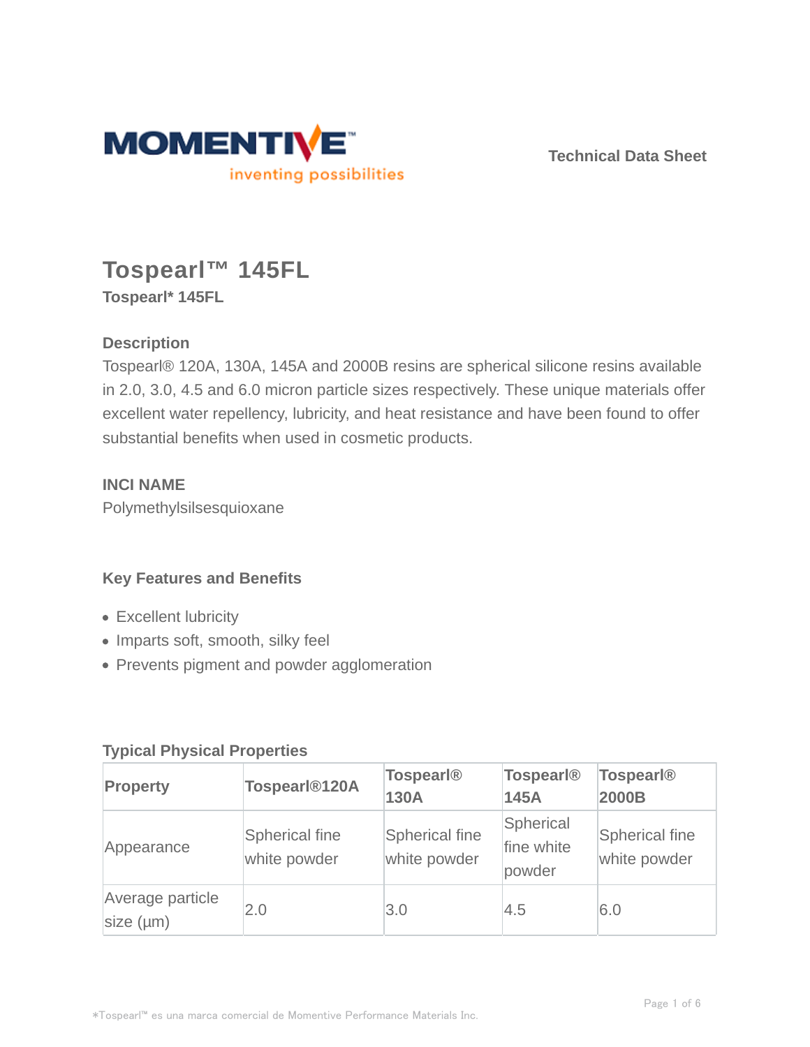Technical Data Sheet

# Tospearl™ 145FL

**Tospearl* 145FL**

### Description

Tospearl® 120A, 130A, 145A and 2000B resins are spherical silicone resins available in 2.0, 3.0, 4.5 and 6.0 micron particle sizes respectively. These unique materials offer excellent water repellency, lubricity, and heat resistance and have been found to offer substantial benefits when used in cosmetic products.

### INCI NAME

Polymethylsilsesquioxane

### Key Features and Benefits

- Excellent lubricity
- Imparts soft, smooth, silky feel
- Prevents pigment and powder agglomeration

### Typical Physical Properties

| Property | Tospearl®120A | Tospearl® 130A | Tospearl® 145A | Tospearl® 2000B |
|---|---|---|---|---|
| Appearance | Spherical fine white powder | Spherical fine white powder | Spherical fine white powder | Spherical fine white powder |
| Average particle size (µm) | 2.0 | 3.0 | 4.5 | 6.0 |

*Tospearl™ es una marca comercial de Momentive Performance Materials Inc.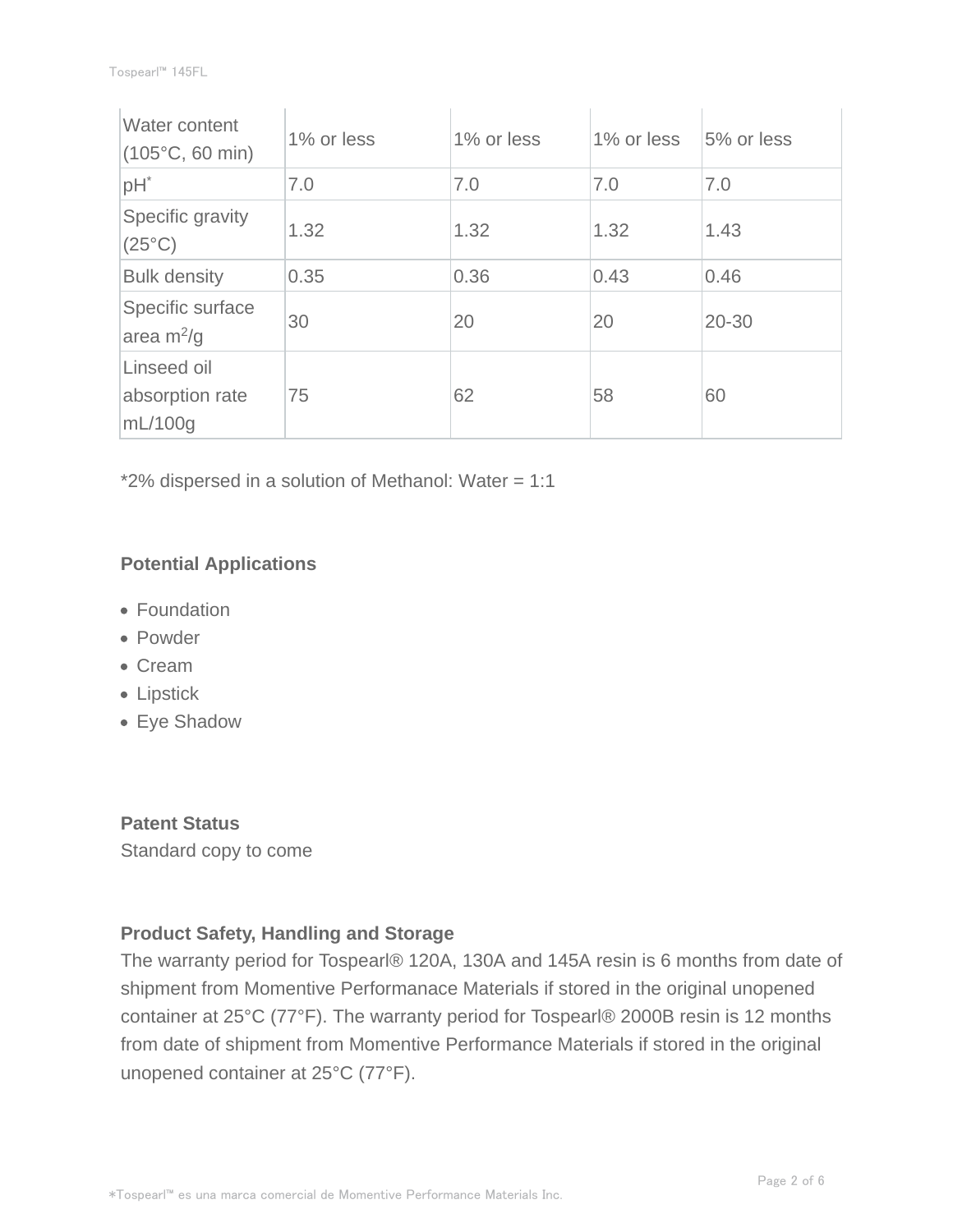| Water content (105°C, 60 min) | 1% or less | 1% or less | 1% or less | 5% or less |
| --- | --- | --- | --- | --- |
| pH* | 7.0 | 7.0 | 7.0 | 7.0 |
| Specific gravity (25°C) | 1.32 | 1.32 | 1.32 | 1.43 |
| Bulk density | 0.35 | 0.36 | 0.43 | 0.46 |
| Specific surface area $m^2/g$ | 30 | 20 | 20 | 20-30 |
| Linseed oil absorption rate mL/100g | 75 | 62 | 58 | 60 |

*2% dispersed in a solution of Methanol: Water = 1:1

**Potential Applications**

- Foundation
- Powder
- Cream
- Lipstick
- Eye Shadow

**Patent Status**

Standard copy to come

**Product Safety, Handling and Storage**

The warranty period for Tospearl® 120A, 130A and 145A resin is 6 months from date of shipment from Momentive Performanace Materials if stored in the original unopened container at 25°C (77°F). The warranty period for Tospearl® 2000B resin is 12 months from date of shipment from Momentive Performance Materials if stored in the original unopened container at 25°C (77°F).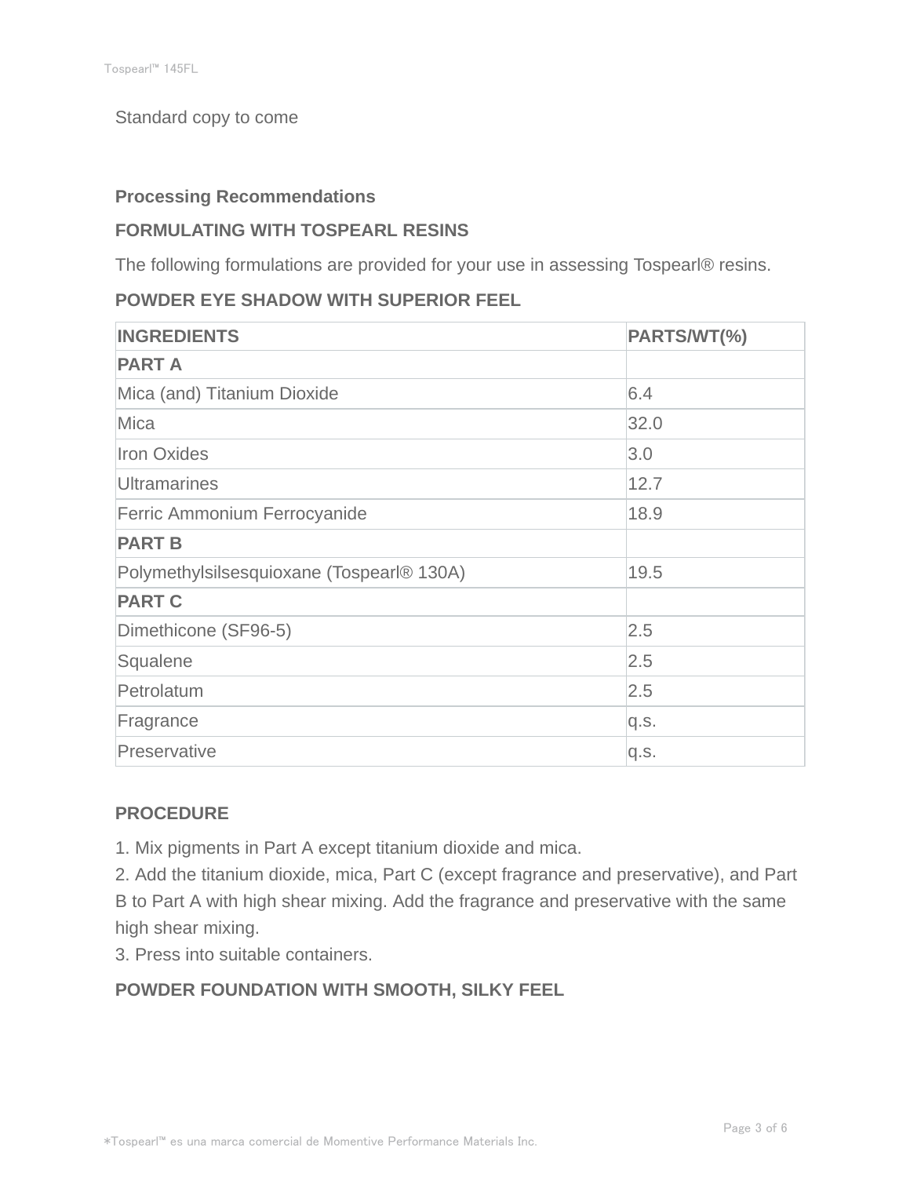Standard copy to come

## Processing Recommendations

### FORMULATING WITH TOSPEARL RESINS

The following formulations are provided for your use in assessing Tospearl® resins.

### POWDER EYE SHADOW WITH SUPERIOR FEEL

| INGREDIENTS | PARTS/WT(%) |
| --- | --- |
| **PART A** | |
| Mica (and) Titanium Dioxide | 6.4 |
| Mica | 32.0 |
| Iron Oxides | 3.0 |
| Ultramarines | 12.7 |
| Ferric Ammonium Ferrocyanide | 18.9 |
| **PART B** | |
| Polymethylsilsesquioxane (Tospearl® 130A) | 19.5 |
| **PART C** | |
| Dimethicone (SF96-5) | 2.5 |
| Squalene | 2.5 |
| Petrolatum | 2.5 |
| Fragrance | q.s. |
| Preservative | q.s. |

### PROCEDURE

1. Mix pigments in Part A except titanium dioxide and mica.
2. Add the titanium dioxide, mica, Part C (except fragrance and preservative), and Part B to Part A with high shear mixing. Add the fragrance and preservative with the same high shear mixing.
3. Press into suitable containers.

### POWDER FOUNDATION WITH SMOOTH, SILKY FEEL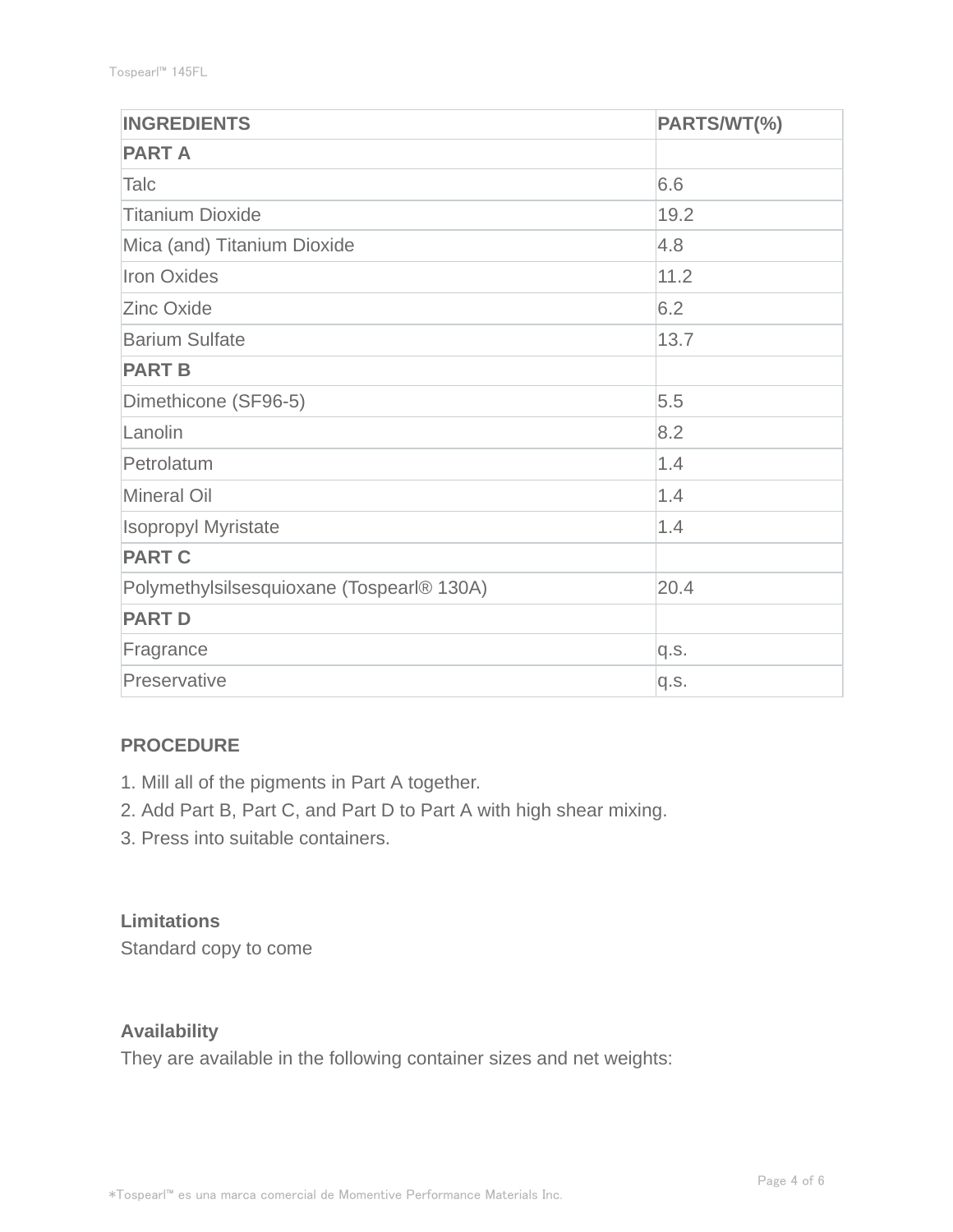| INGREDIENTS | PARTS/WT(%) |
|---|---|
| **PART A** | |
| Talc | 6.6 |
| Titanium Dioxide | 19.2 |
| Mica (and) Titanium Dioxide | 4.8 |
| Iron Oxides | 11.2 |
| Zinc Oxide | 6.2 |
| Barium Sulfate | 13.7 |
| **PART B** | |
| Dimethicone (SF96-5) | 5.5 |
| Lanolin | 8.2 |
| Petrolatum | 1.4 |
| Mineral Oil | 1.4 |
| Isopropyl Myristate | 1.4 |
| **PART C** | |
| Polymethylsilsesquioxane (Tospearl® 130A) | 20.4 |
| **PART D** | |
| Fragrance | q.s. |
| Preservative | q.s. |

**PROCEDURE**

1. Mill all of the pigments in Part A together.
2. Add Part B, Part C, and Part D to Part A with high shear mixing.
3. Press into suitable containers.

**Limitations**

Standard copy to come

**Availability**

They are available in the following container sizes and net weights: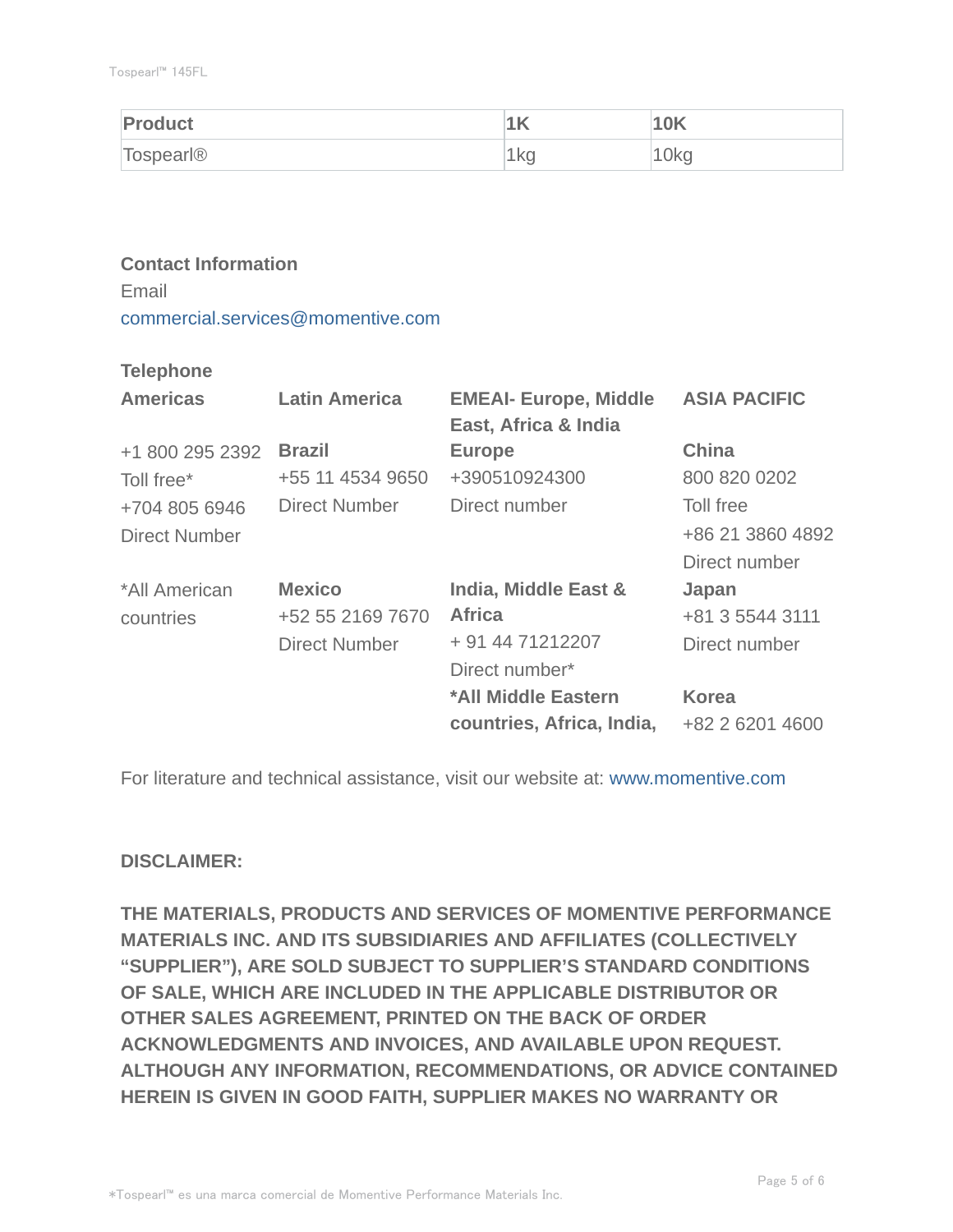| Product | 1K | 10K |
|---|---|---|
| Tospearl® | 1kg | 10kg |

**Contact Information**

Email

commercial.services@momentive.com

**Telephone**

| Americas | Latin America | EMEAI- Europe, Middle East, Africa & India | ASIA PACIFIC |
|---|---|---|---|
| +1 800 295 2392<br>Toll free*<br>+704 805 6946<br>Direct Number | **Brazil**<br>+55 11 4534 9650<br>Direct Number | **Europe**<br>+390510924300<br>Direct number | **China**<br>800 820 0202<br>Toll free<br>+86 21 3860 4892<br>Direct number |
| *All American countries | **Mexico**<br>+52 55 2169 7670<br>Direct Number | **India, Middle East & Africa**<br>+ 91 44 71212207<br>Direct number* | **Japan**<br>+81 3 5544 3111<br>Direct number |
| | | **\*All Middle Eastern countries, Africa, India,** | **Korea**<br>+82 2 6201 4600 |

For literature and technical assistance, visit our website at: www.momentive.com

**DISCLAIMER:**

**THE MATERIALS, PRODUCTS AND SERVICES OF MOMENTIVE PERFORMANCE MATERIALS INC. AND ITS SUBSIDIARIES AND AFFILIATES (COLLECTIVELY "SUPPLIER"), ARE SOLD SUBJECT TO SUPPLIER'S STANDARD CONDITIONS OF SALE, WHICH ARE INCLUDED IN THE APPLICABLE DISTRIBUTOR OR OTHER SALES AGREEMENT, PRINTED ON THE BACK OF ORDER ACKNOWLEDGMENTS AND INVOICES, AND AVAILABLE UPON REQUEST. ALTHOUGH ANY INFORMATION, RECOMMENDATIONS, OR ADVICE CONTAINED HEREIN IS GIVEN IN GOOD FAITH, SUPPLIER MAKES NO WARRANTY OR**

*Tospearl™ es una marca comercial de Momentive Performance Materials Inc.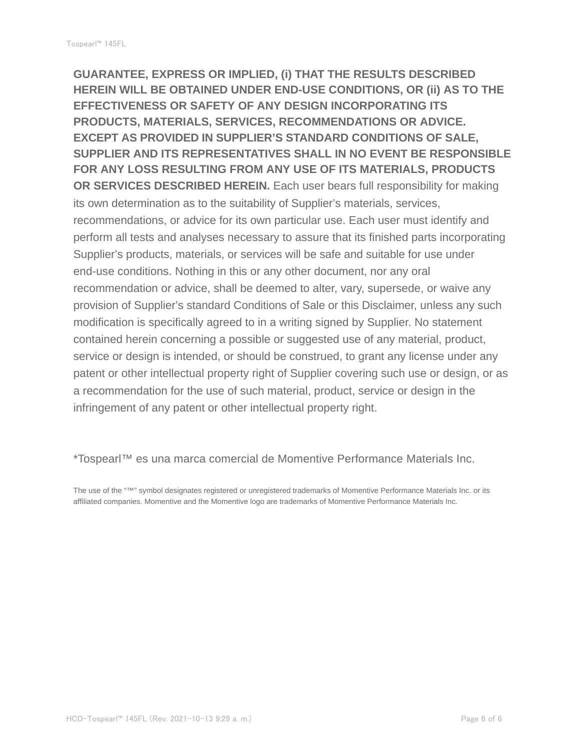**GUARANTEE, EXPRESS OR IMPLIED, (i) THAT THE RESULTS DESCRIBED HEREIN WILL BE OBTAINED UNDER END-USE CONDITIONS, OR (ii) AS TO THE EFFECTIVENESS OR SAFETY OF ANY DESIGN INCORPORATING ITS PRODUCTS, MATERIALS, SERVICES, RECOMMENDATIONS OR ADVICE. EXCEPT AS PROVIDED IN SUPPLIER'S STANDARD CONDITIONS OF SALE, SUPPLIER AND ITS REPRESENTATIVES SHALL IN NO EVENT BE RESPONSIBLE FOR ANY LOSS RESULTING FROM ANY USE OF ITS MATERIALS, PRODUCTS OR SERVICES DESCRIBED HEREIN.** Each user bears full responsibility for making its own determination as to the suitability of Supplier's materials, services, recommendations, or advice for its own particular use. Each user must identify and perform all tests and analyses necessary to assure that its finished parts incorporating Supplier's products, materials, or services will be safe and suitable for use under end-use conditions. Nothing in this or any other document, nor any oral recommendation or advice, shall be deemed to alter, vary, supersede, or waive any provision of Supplier's standard Conditions of Sale or this Disclaimer, unless any such modification is specifically agreed to in a writing signed by Supplier. No statement contained herein concerning a possible or suggested use of any material, product, service or design is intended, or should be construed, to grant any license under any patent or other intellectual property right of Supplier covering such use or design, or as a recommendation for the use of such material, product, service or design in the infringement of any patent or other intellectual property right.

*Tospearl™ es una marca comercial de Momentive Performance Materials Inc.

The use of the "™" symbol designates registered or unregistered trademarks of Momentive Performance Materials Inc. or its affiliated companies. Momentive and the Momentive logo are trademarks of Momentive Performance Materials Inc.